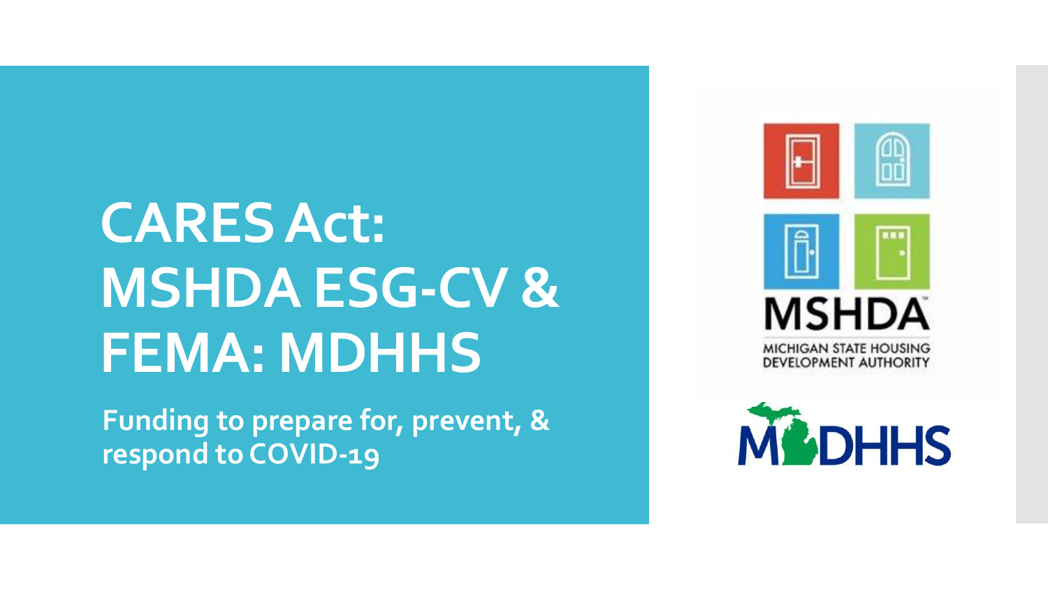# CARES Act: MSHDA ESG-CV & FEMA: MDHHS

**Funding to prepare for, prevent, & respond to COVID-19**

MSHDA
MICHIGAN STATE HOUSING DEVELOPMENT AUTHORITY

MDHHS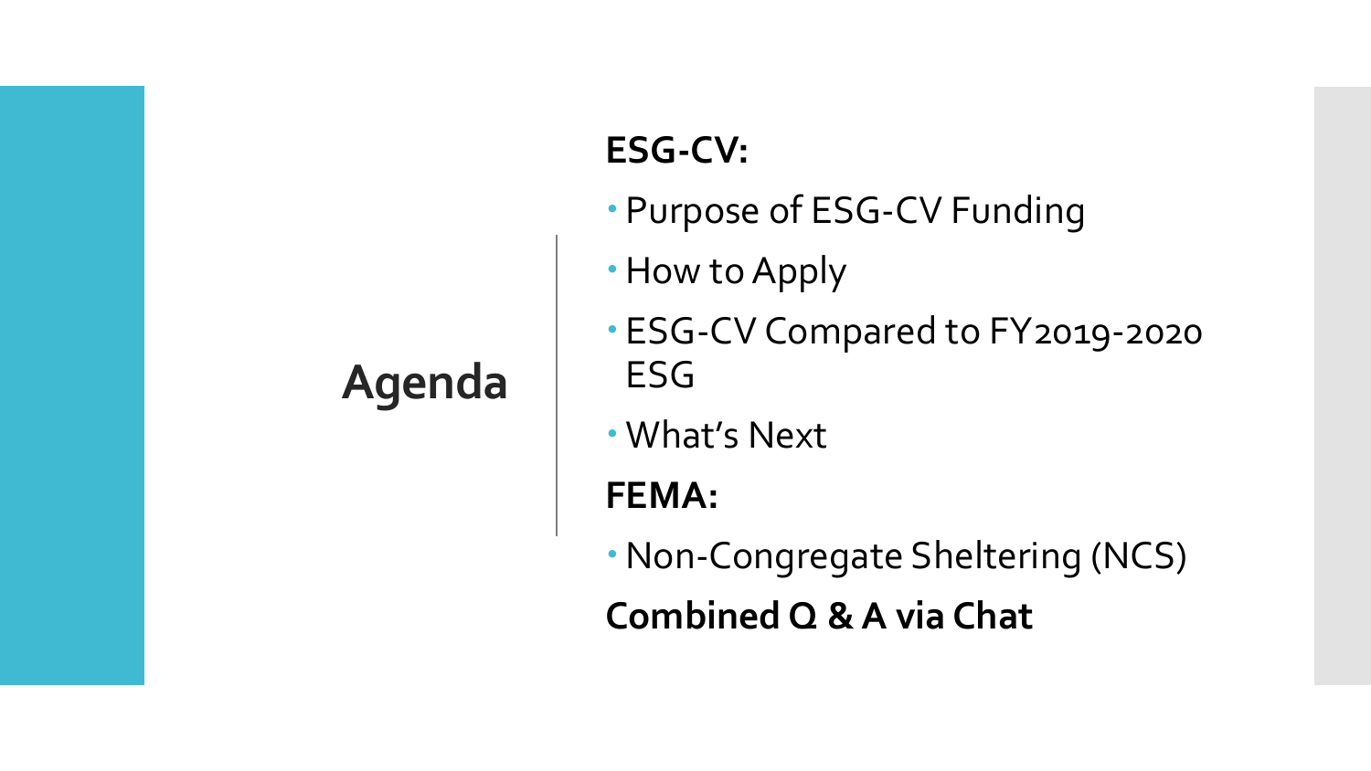# Agenda

**ESG-CV:**

- Purpose of ESG-CV Funding
- How to Apply
- ESG-CV Compared to FY2019-2020 ESG
- What's Next

**FEMA:**

- Non-Congregate Sheltering (NCS)

**Combined Q & A via Chat**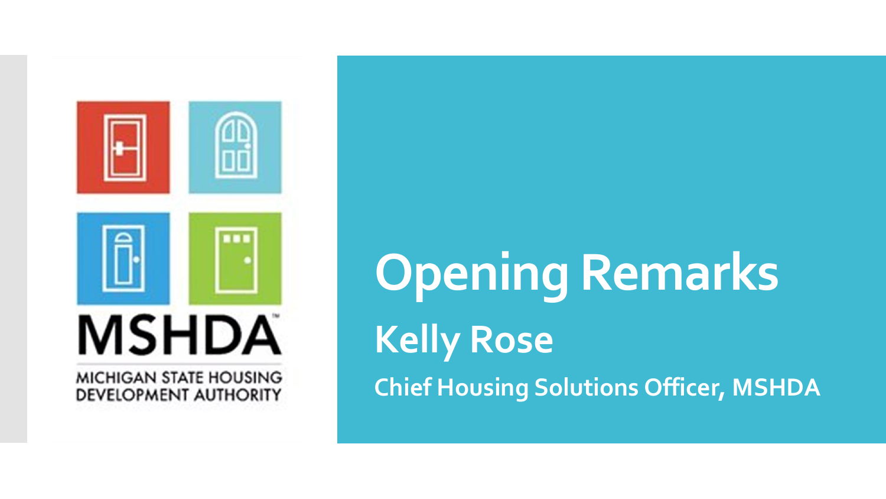MSHDA

MICHIGAN STATE HOUSING DEVELOPMENT AUTHORITY

# Opening Remarks

## Kelly Rose

**Chief Housing Solutions Officer, MSHDA**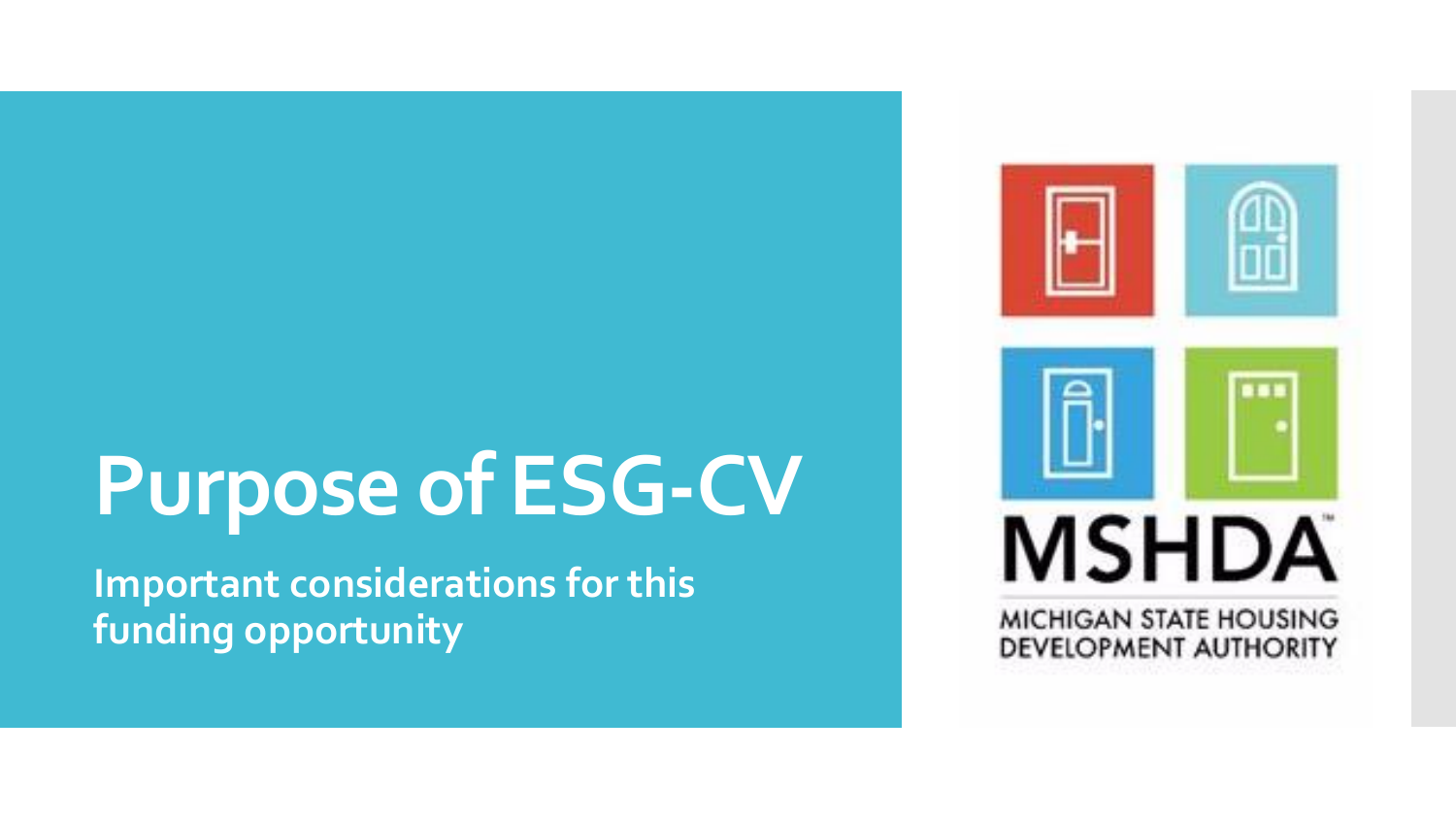# Purpose of ESG-CV

**Important considerations for this funding opportunity**

MSHDA

MICHIGAN STATE HOUSING DEVELOPMENT AUTHORITY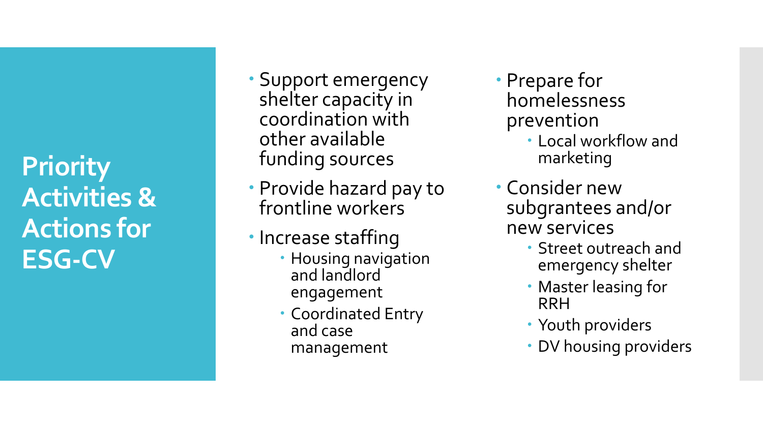# Priority Activities & Actions for ESG-CV

- Support emergency shelter capacity in coordination with other available funding sources
- Provide hazard pay to frontline workers
- Increase staffing
  - Housing navigation and landlord engagement
  - Coordinated Entry and case management
- Prepare for homelessness prevention
  - Local workflow and marketing
- Consider new subgrantees and/or new services
  - Street outreach and emergency shelter
  - Master leasing for RRH
  - Youth providers
  - DV housing providers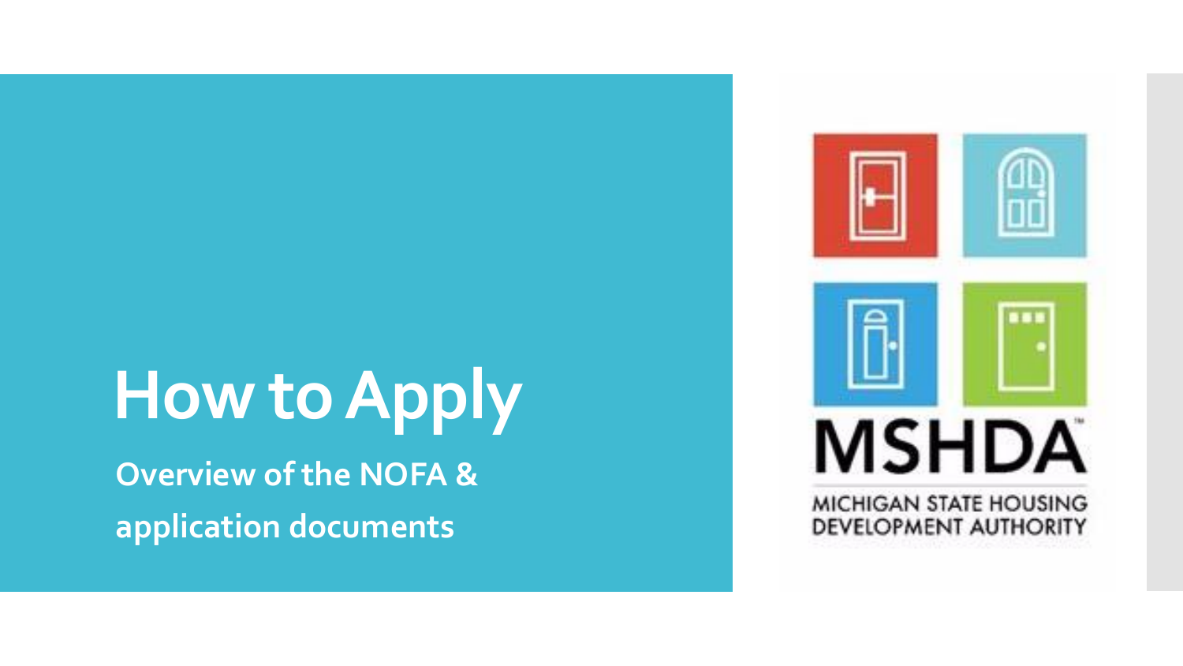# How to Apply

**Overview of the NOFA & application documents**

MSHDA

MICHIGAN STATE HOUSING DEVELOPMENT AUTHORITY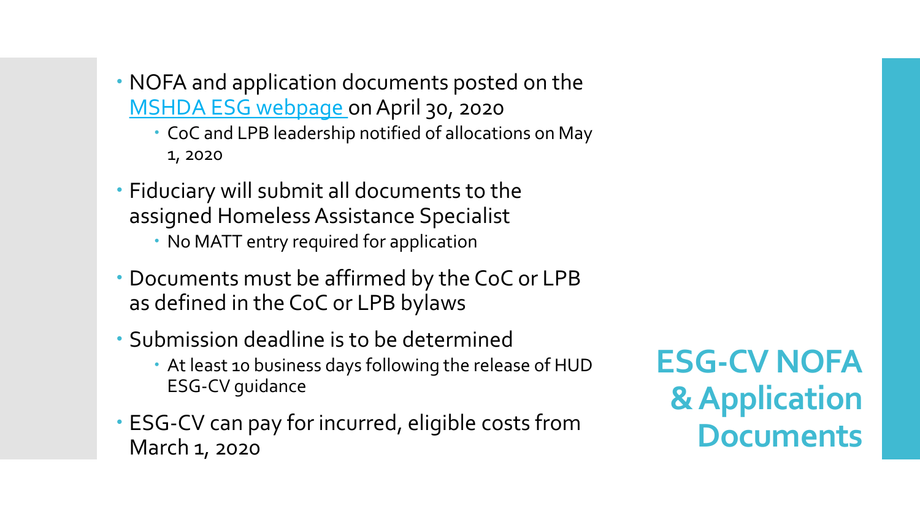# ESG-CV NOFA & Application Documents

- NOFA and application documents posted on the [MSHDA ESG webpage](MSHDA ESG webpage) on April 30, 2020
  - CoC and LPB leadership notified of allocations on May 1, 2020
- Fiduciary will submit all documents to the assigned Homeless Assistance Specialist
  - No MATT entry required for application
- Documents must be affirmed by the CoC or LPB as defined in the CoC or LPB bylaws
- Submission deadline is to be determined
  - At least 10 business days following the release of HUD ESG-CV guidance
- ESG-CV can pay for incurred, eligible costs from March 1, 2020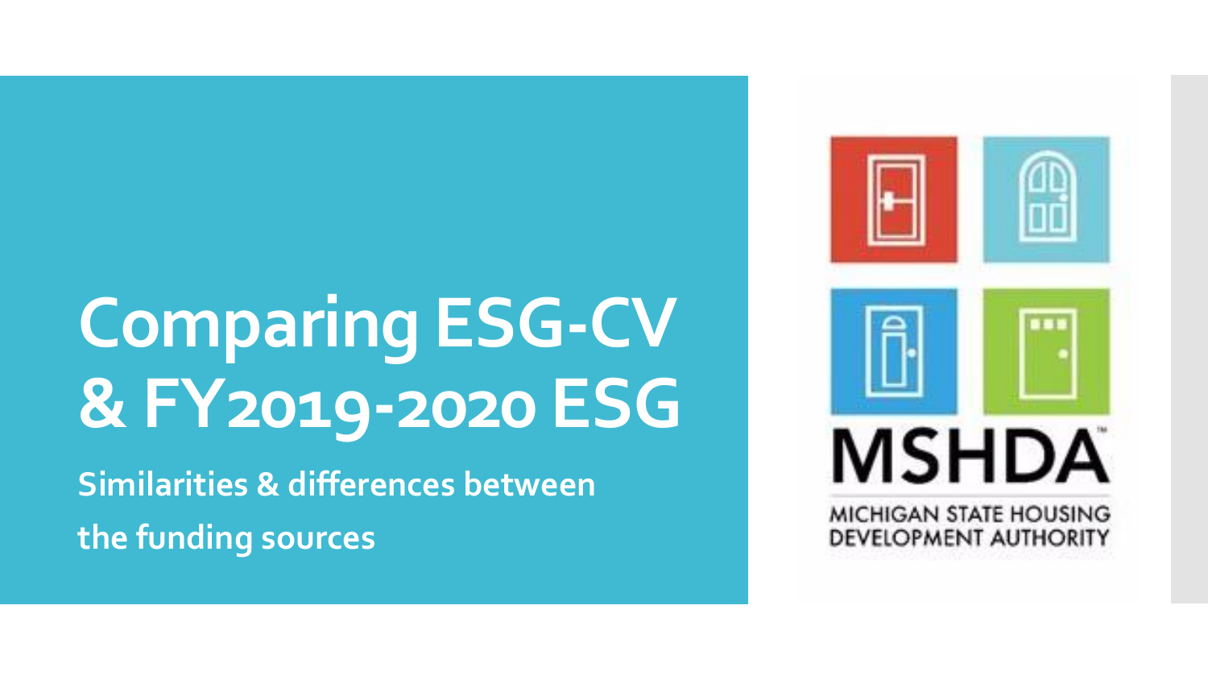# Comparing ESG-CV & FY2019-2020 ESG

**Similarities & differences between the funding sources**

MSHDA

MICHIGAN STATE HOUSING DEVELOPMENT AUTHORITY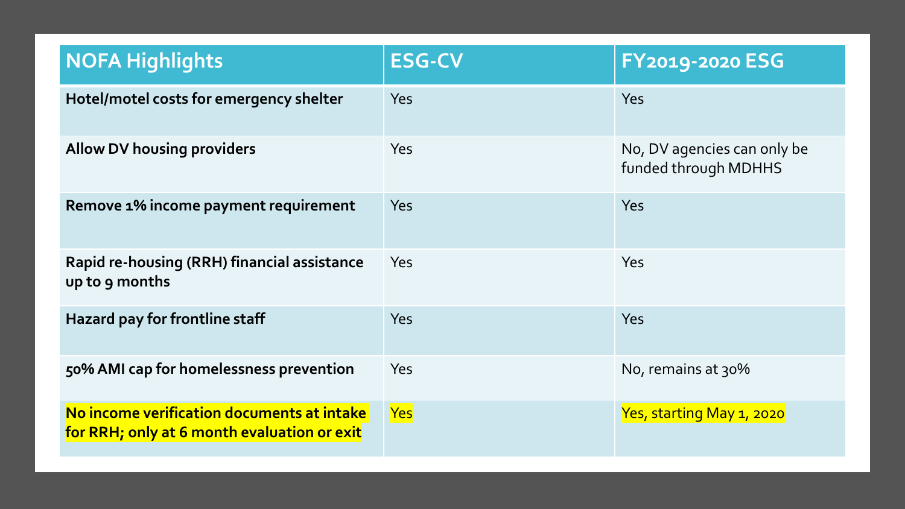| NOFA Highlights | ESG-CV | FY2019-2020 ESG |
| --- | --- | --- |
| **Hotel/motel costs for emergency shelter** | Yes | Yes |
| **Allow DV housing providers** | Yes | No, DV agencies can only be funded through MDHHS |
| **Remove 1% income payment requirement** | Yes | Yes |
| **Rapid re-housing (RRH) financial assistance up to 9 months** | Yes | Yes |
| **Hazard pay for frontline staff** | Yes | Yes |
| **50% AMI cap for homelessness prevention** | Yes | No, remains at 30% |
| **No income verification documents at intake for RRH; only at 6 month evaluation or exit** | Yes | Yes, starting May 1, 2020 |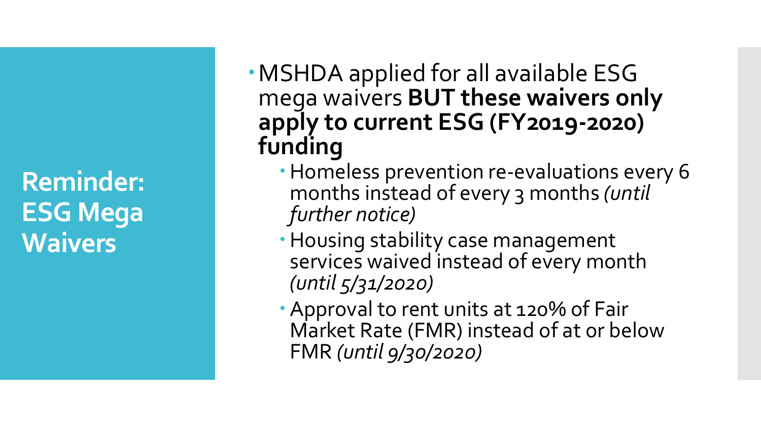# Reminder: ESG Mega Waivers

- MSHDA applied for all available ESG mega waivers **BUT these waivers only apply to current ESG (FY2019-2020) funding**
  - Homeless prevention re-evaluations every 6 months instead of every 3 months *(until further notice)*
  - Housing stability case management services waived instead of every month *(until 5/31/2020)*
  - Approval to rent units at 120% of Fair Market Rate (FMR) instead of at or below FMR *(until 9/30/2020)*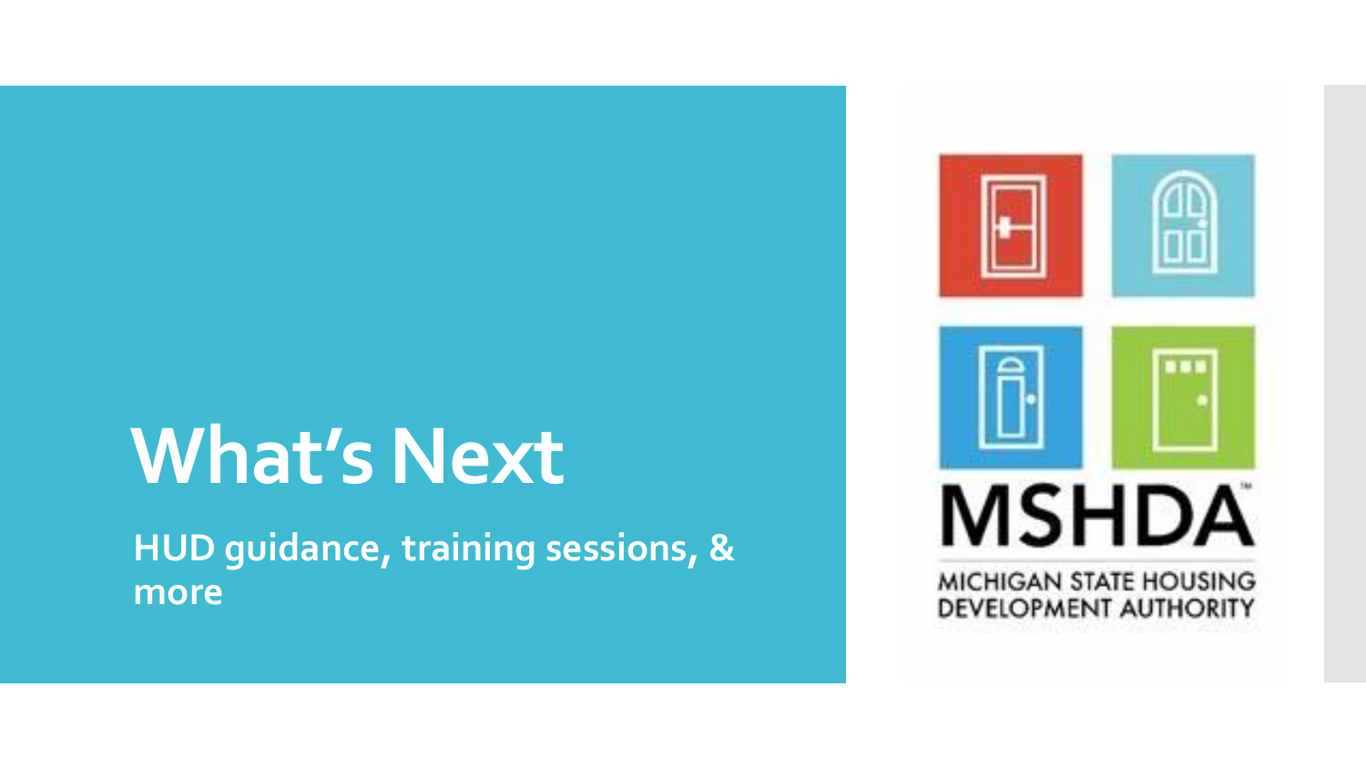# What's Next

**HUD guidance, training sessions, & more**

MSHDA

MICHIGAN STATE HOUSING DEVELOPMENT AUTHORITY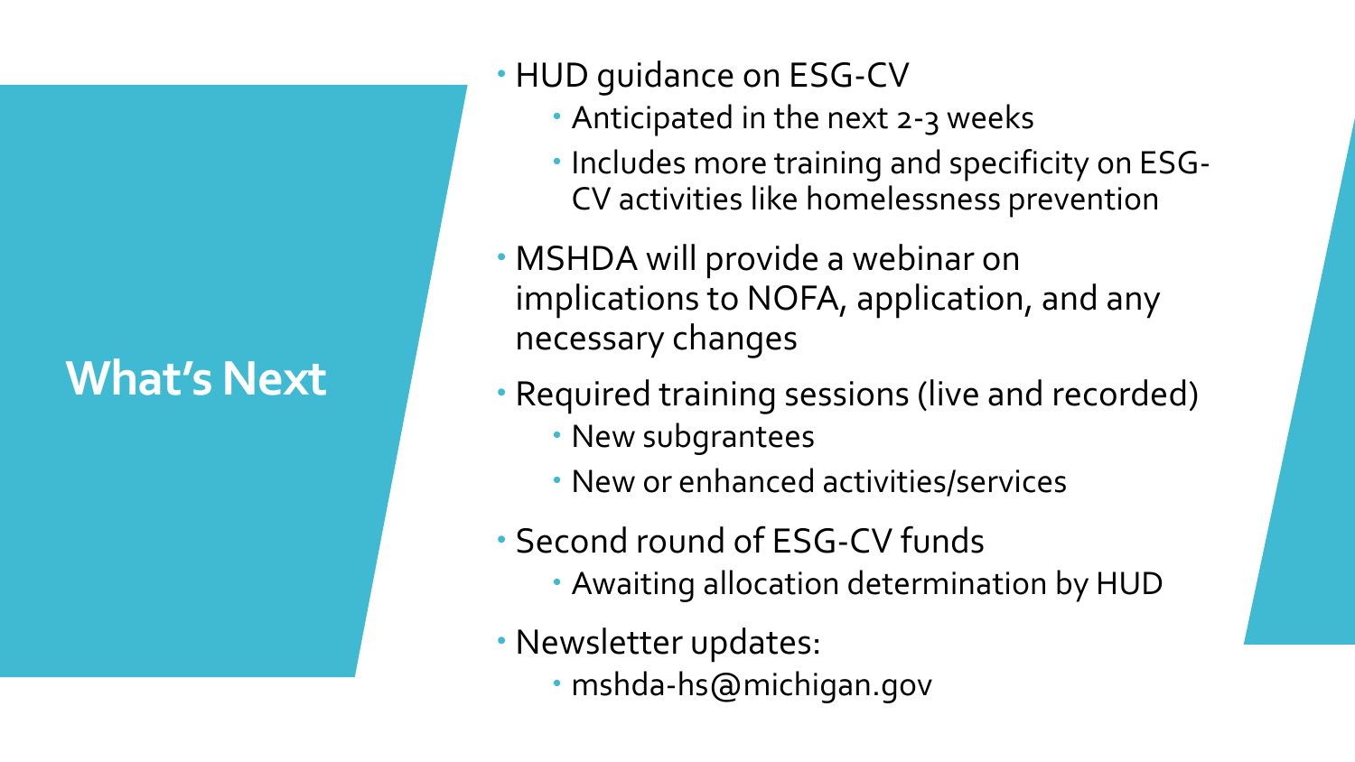# What's Next

- HUD guidance on ESG-CV
  - Anticipated in the next 2-3 weeks
  - Includes more training and specificity on ESG-CV activities like homelessness prevention
- MSHDA will provide a webinar on implications to NOFA, application, and any necessary changes
- Required training sessions (live and recorded)
  - New subgrantees
  - New or enhanced activities/services
- Second round of ESG-CV funds
  - Awaiting allocation determination by HUD
- Newsletter updates:
  - mshda-hs@michigan.gov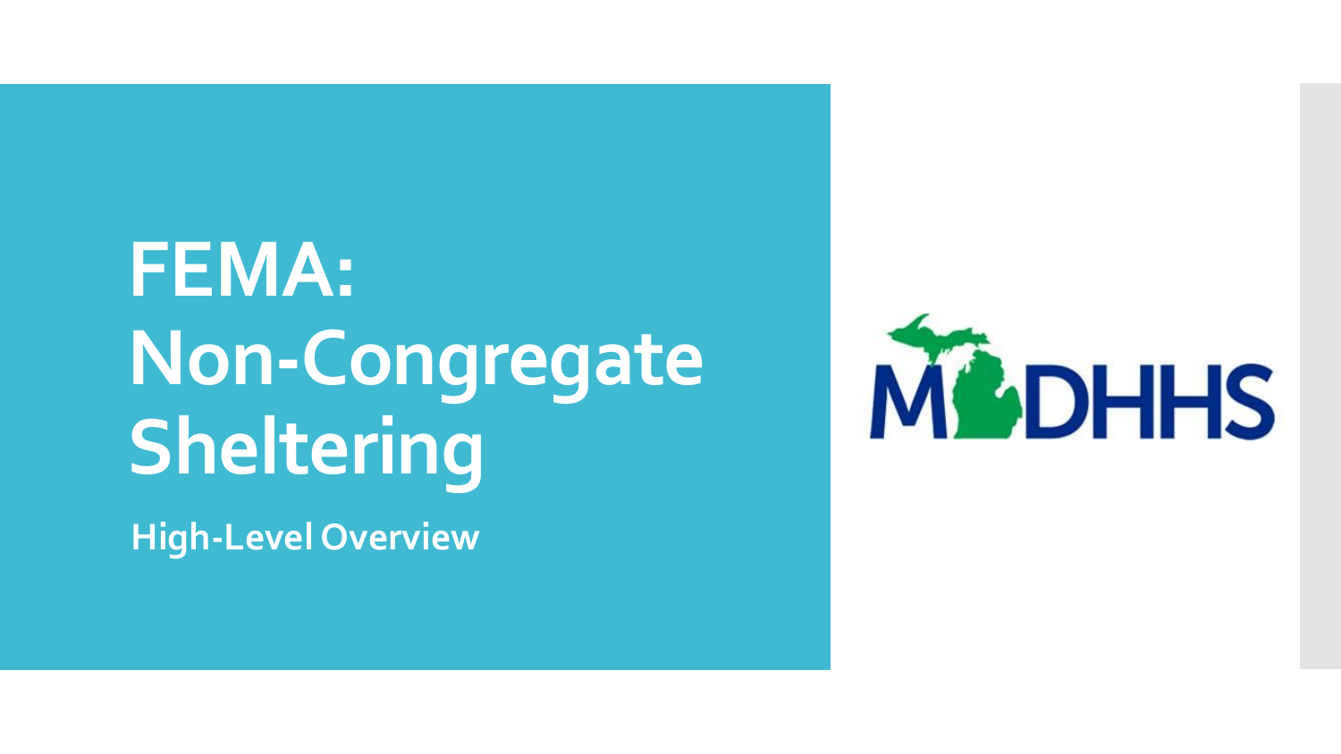# FEMA: Non-Congregate Sheltering

**High-Level Overview**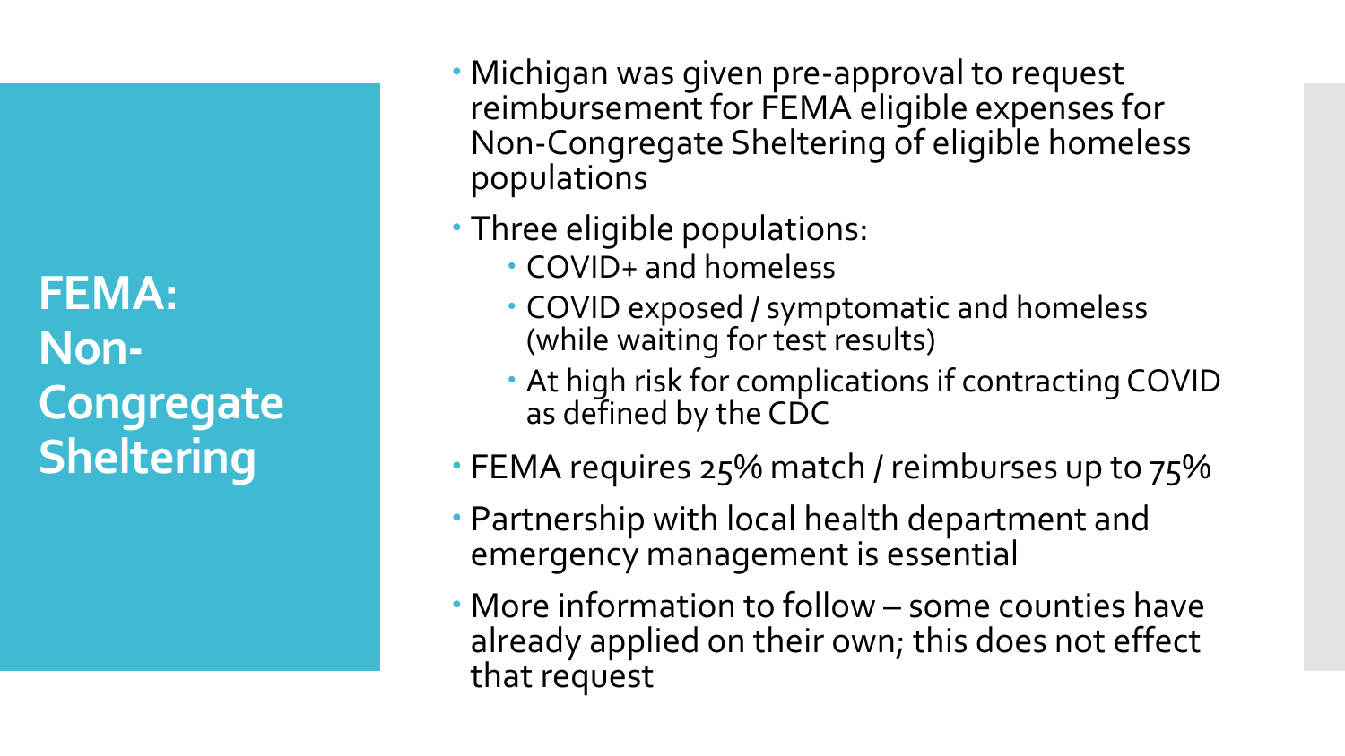# FEMA: Non-Congregate Sheltering

- Michigan was given pre-approval to request reimbursement for FEMA eligible expenses for Non-Congregate Sheltering of eligible homeless populations
- Three eligible populations:
  - COVID+ and homeless
  - COVID exposed / symptomatic and homeless (while waiting for test results)
  - At high risk for complications if contracting COVID as defined by the CDC
- FEMA requires 25% match / reimburses up to 75%
- Partnership with local health department and emergency management is essential
- More information to follow – some counties have already applied on their own; this does not effect that request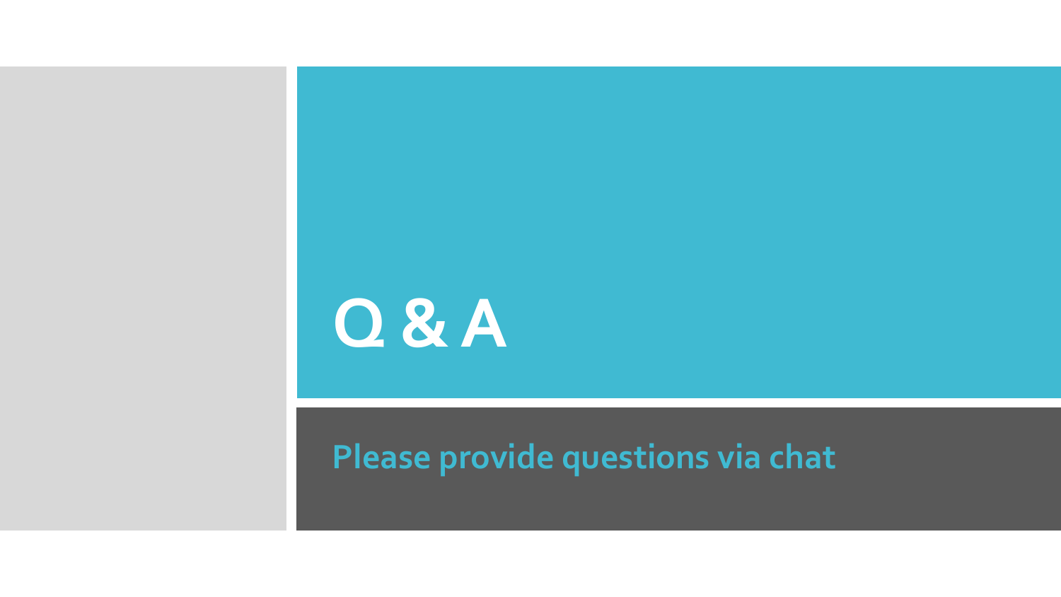# Q & A

Please provide questions via chat